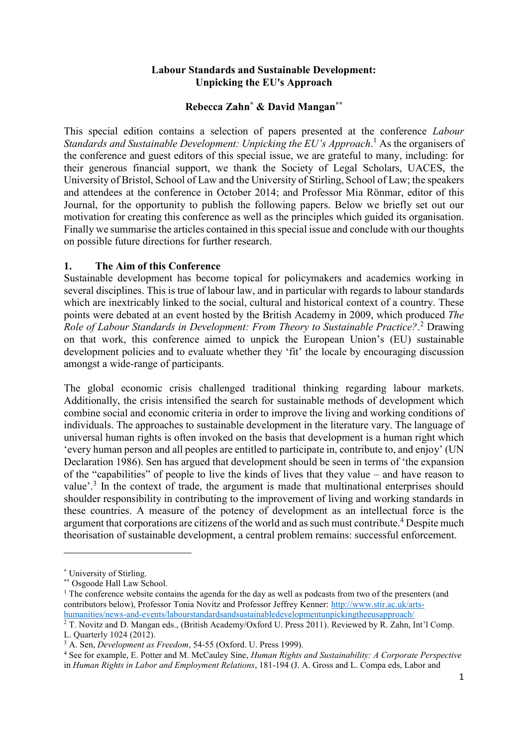# Labour Standards and Sustainable Development: Unpicking the EU's Approach

**Rebecca Zahn[*] & David Mangan[**]**

This special edition contains a selection of papers presented at the conference *Labour Standards and Sustainable Development: Unpicking the EU's Approach*.[1] As the organisers of the conference and guest editors of this special issue, we are grateful to many, including: for their generous financial support, we thank the Society of Legal Scholars, UACES, the University of Bristol, School of Law and the University of Stirling, School of Law; the speakers and attendees at the conference in October 2014; and Professor Mia Rönmar, editor of this Journal, for the opportunity to publish the following papers. Below we briefly set out our motivation for creating this conference as well as the principles which guided its organisation. Finally we summarise the articles contained in this special issue and conclude with our thoughts on possible future directions for further research.

## 1. The Aim of this Conference

Sustainable development has become topical for policymakers and academics working in several disciplines. This is true of labour law, and in particular with regards to labour standards which are inextricably linked to the social, cultural and historical context of a country. These points were debated at an event hosted by the British Academy in 2009, which produced *The Role of Labour Standards in Development: From Theory to Sustainable Practice?*.[2] Drawing on that work, this conference aimed to unpick the European Union's (EU) sustainable development policies and to evaluate whether they 'fit' the locale by encouraging discussion amongst a wide-range of participants.

The global economic crisis challenged traditional thinking regarding labour markets. Additionally, the crisis intensified the search for sustainable methods of development which combine social and economic criteria in order to improve the living and working conditions of individuals. The approaches to sustainable development in the literature vary. The language of universal human rights is often invoked on the basis that development is a human right which 'every human person and all peoples are entitled to participate in, contribute to, and enjoy' (UN Declaration 1986). Sen has argued that development should be seen in terms of 'the expansion of the "capabilities" of people to live the kinds of lives that they value – and have reason to value'.[3] In the context of trade, the argument is made that multinational enterprises should shoulder responsibility in contributing to the improvement of living and working standards in these countries. A measure of the potency of development as an intellectual force is the argument that corporations are citizens of the world and as such must contribute.[4] Despite much theorisation of sustainable development, a central problem remains: successful enforcement.

---

[*] University of Stirling.

[**] Osgoode Hall Law School.

[1] The conference website contains the agenda for the day as well as podcasts from two of the presenters (and contributors below), Professor Tonia Novitz and Professor Jeffrey Kenner: http://www.stir.ac.uk/arts-humanities/news-and-events/labourstandardsandsustainabledevelopmentunpickingtheeusapproach/

[2] T. Novitz and D. Mangan eds., (British Academy/Oxford U. Press 2011). Reviewed by R. Zahn, Int'l Comp. L. Quarterly 1024 (2012).

[3] A. Sen, *Development as Freedom*, 54-55 (Oxford. U. Press 1999).

[4] See for example, E. Potter and M. McCauley Sine, *Human Rights and Sustainability: A Corporate Perspective* in *Human Rights in Labor and Employment Relations*, 181-194 (J. A. Gross and L. Compa eds, Labor and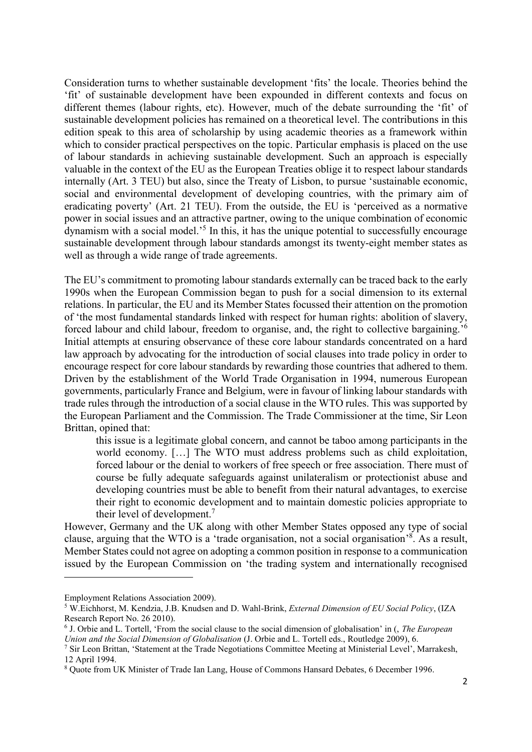Consideration turns to whether sustainable development 'fits' the locale. Theories behind the 'fit' of sustainable development have been expounded in different contexts and focus on different themes (labour rights, etc). However, much of the debate surrounding the 'fit' of sustainable development policies has remained on a theoretical level. The contributions in this edition speak to this area of scholarship by using academic theories as a framework within which to consider practical perspectives on the topic. Particular emphasis is placed on the use of labour standards in achieving sustainable development. Such an approach is especially valuable in the context of the EU as the European Treaties oblige it to respect labour standards internally (Art. 3 TEU) but also, since the Treaty of Lisbon, to pursue 'sustainable economic, social and environmental development of developing countries, with the primary aim of eradicating poverty' (Art. 21 TEU). From the outside, the EU is 'perceived as a normative power in social issues and an attractive partner, owing to the unique combination of economic dynamism with a social model.'[5] In this, it has the unique potential to successfully encourage sustainable development through labour standards amongst its twenty-eight member states as well as through a wide range of trade agreements.

The EU's commitment to promoting labour standards externally can be traced back to the early 1990s when the European Commission began to push for a social dimension to its external relations. In particular, the EU and its Member States focussed their attention on the promotion of 'the most fundamental standards linked with respect for human rights: abolition of slavery, forced labour and child labour, freedom to organise, and, the right to collective bargaining.'[6] Initial attempts at ensuring observance of these core labour standards concentrated on a hard law approach by advocating for the introduction of social clauses into trade policy in order to encourage respect for core labour standards by rewarding those countries that adhered to them. Driven by the establishment of the World Trade Organisation in 1994, numerous European governments, particularly France and Belgium, were in favour of linking labour standards with trade rules through the introduction of a social clause in the WTO rules. This was supported by the European Parliament and the Commission. The Trade Commissioner at the time, Sir Leon Brittan, opined that:

> this issue is a legitimate global concern, and cannot be taboo among participants in the world economy. […] The WTO must address problems such as child exploitation, forced labour or the denial to workers of free speech or free association. There must of course be fully adequate safeguards against unilateralism or protectionist abuse and developing countries must be able to benefit from their natural advantages, to exercise their right to economic development and to maintain domestic policies appropriate to their level of development.[7]

However, Germany and the UK along with other Member States opposed any type of social clause, arguing that the WTO is a 'trade organisation, not a social organisation'[8]. As a result, Member States could not agree on adopting a common position in response to a communication issued by the European Commission on 'the trading system and internationally recognised

Employment Relations Association 2009).

[5] W.Eichhorst, M. Kendzia, J.B. Knudsen and D. Wahl-Brink, *External Dimension of EU Social Policy*, (IZA Research Report No. 26 2010).

[6] J. Orbie and L. Tortell, 'From the social clause to the social dimension of globalisation' in (, *The European Union and the Social Dimension of Globalisation* (J. Orbie and L. Tortell eds., Routledge 2009), 6.

[7] Sir Leon Brittan, 'Statement at the Trade Negotiations Committee Meeting at Ministerial Level', Marrakesh, 12 April 1994.

[8] Quote from UK Minister of Trade Ian Lang, House of Commons Hansard Debates, 6 December 1996.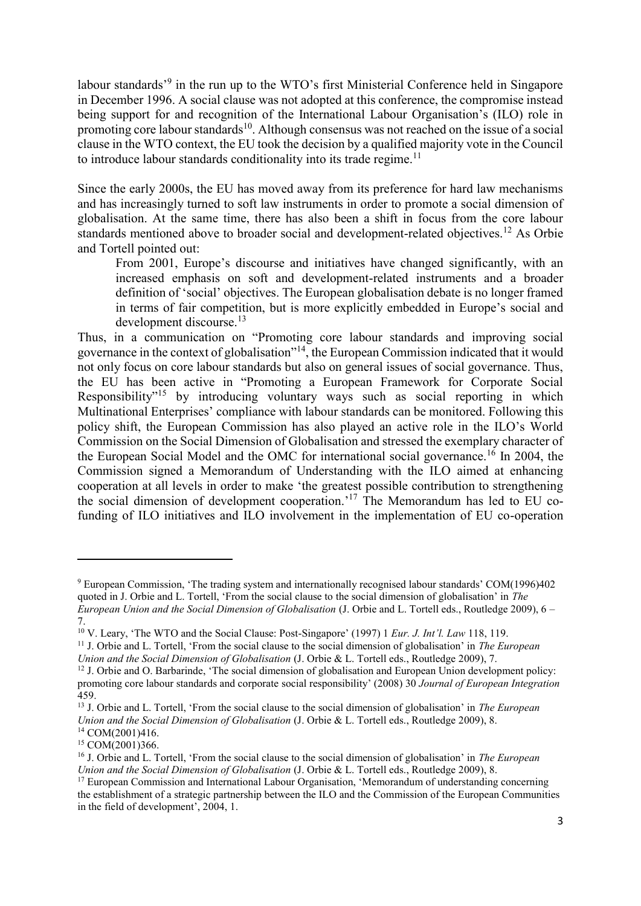labour standards'[9] in the run up to the WTO's first Ministerial Conference held in Singapore in December 1996. A social clause was not adopted at this conference, the compromise instead being support for and recognition of the International Labour Organisation's (ILO) role in promoting core labour standards[10]. Although consensus was not reached on the issue of a social clause in the WTO context, the EU took the decision by a qualified majority vote in the Council to introduce labour standards conditionality into its trade regime.[11]

Since the early 2000s, the EU has moved away from its preference for hard law mechanisms and has increasingly turned to soft law instruments in order to promote a social dimension of globalisation. At the same time, there has also been a shift in focus from the core labour standards mentioned above to broader social and development-related objectives.[12] As Orbie and Tortell pointed out:

> From 2001, Europe's discourse and initiatives have changed significantly, with an increased emphasis on soft and development-related instruments and a broader definition of 'social' objectives. The European globalisation debate is no longer framed in terms of fair competition, but is more explicitly embedded in Europe's social and development discourse.[13]

Thus, in a communication on "Promoting core labour standards and improving social governance in the context of globalisation"[14], the European Commission indicated that it would not only focus on core labour standards but also on general issues of social governance. Thus, the EU has been active in "Promoting a European Framework for Corporate Social Responsibility"[15] by introducing voluntary ways such as social reporting in which Multinational Enterprises' compliance with labour standards can be monitored. Following this policy shift, the European Commission has also played an active role in the ILO's World Commission on the Social Dimension of Globalisation and stressed the exemplary character of the European Social Model and the OMC for international social governance.[16] In 2004, the Commission signed a Memorandum of Understanding with the ILO aimed at enhancing cooperation at all levels in order to make 'the greatest possible contribution to strengthening the social dimension of development cooperation.'[17] The Memorandum has led to EU co-funding of ILO initiatives and ILO involvement in the implementation of EU co-operation

---

[9] European Commission, 'The trading system and internationally recognised labour standards' COM(1996)402 quoted in J. Orbie and L. Tortell, 'From the social clause to the social dimension of globalisation' in *The European Union and the Social Dimension of Globalisation* (J. Orbie and L. Tortell eds., Routledge 2009), 6 – 7.

[10] V. Leary, 'The WTO and the Social Clause: Post-Singapore' (1997) 1 *Eur. J. Int'l. Law* 118, 119.

[11] J. Orbie and L. Tortell, 'From the social clause to the social dimension of globalisation' in *The European Union and the Social Dimension of Globalisation* (J. Orbie & L. Tortell eds., Routledge 2009), 7.

[12] J. Orbie and O. Barbarinde, 'The social dimension of globalisation and European Union development policy: promoting core labour standards and corporate social responsibility' (2008) 30 *Journal of European Integration* 459.

[13] J. Orbie and L. Tortell, 'From the social clause to the social dimension of globalisation' in *The European Union and the Social Dimension of Globalisation* (J. Orbie & L. Tortell eds., Routledge 2009), 8.

[14] COM(2001)416.

[15] COM(2001)366.

[16] J. Orbie and L. Tortell, 'From the social clause to the social dimension of globalisation' in *The European Union and the Social Dimension of Globalisation* (J. Orbie & L. Tortell eds., Routledge 2009), 8.

[17] European Commission and International Labour Organisation, 'Memorandum of understanding concerning the establishment of a strategic partnership between the ILO and the Commission of the European Communities in the field of development', 2004, 1.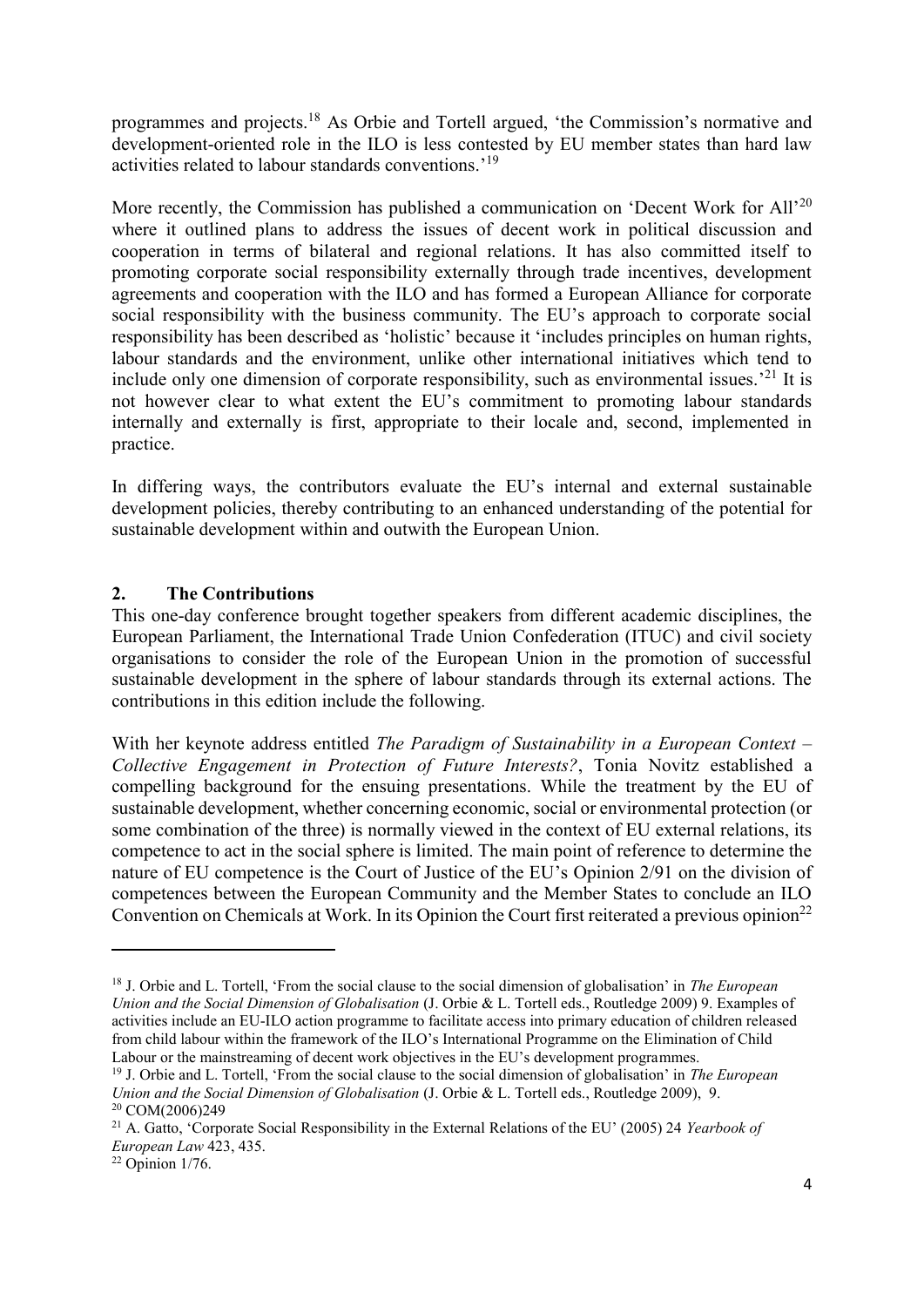programmes and projects.[18] As Orbie and Tortell argued, 'the Commission's normative and development-oriented role in the ILO is less contested by EU member states than hard law activities related to labour standards conventions.'[19]

More recently, the Commission has published a communication on 'Decent Work for All'[20] where it outlined plans to address the issues of decent work in political discussion and cooperation in terms of bilateral and regional relations. It has also committed itself to promoting corporate social responsibility externally through trade incentives, development agreements and cooperation with the ILO and has formed a European Alliance for corporate social responsibility with the business community. The EU's approach to corporate social responsibility has been described as 'holistic' because it 'includes principles on human rights, labour standards and the environment, unlike other international initiatives which tend to include only one dimension of corporate responsibility, such as environmental issues.'[21] It is not however clear to what extent the EU's commitment to promoting labour standards internally and externally is first, appropriate to their locale and, second, implemented in practice.

In differing ways, the contributors evaluate the EU's internal and external sustainable development policies, thereby contributing to an enhanced understanding of the potential for sustainable development within and outwith the European Union.

## 2. The Contributions

This one-day conference brought together speakers from different academic disciplines, the European Parliament, the International Trade Union Confederation (ITUC) and civil society organisations to consider the role of the European Union in the promotion of successful sustainable development in the sphere of labour standards through its external actions. The contributions in this edition include the following.

With her keynote address entitled *The Paradigm of Sustainability in a European Context – Collective Engagement in Protection of Future Interests?*, Tonia Novitz established a compelling background for the ensuing presentations. While the treatment by the EU of sustainable development, whether concerning economic, social or environmental protection (or some combination of the three) is normally viewed in the context of EU external relations, its competence to act in the social sphere is limited. The main point of reference to determine the nature of EU competence is the Court of Justice of the EU's Opinion 2/91 on the division of competences between the European Community and the Member States to conclude an ILO Convention on Chemicals at Work. In its Opinion the Court first reiterated a previous opinion[22]

---

[18] J. Orbie and L. Tortell, 'From the social clause to the social dimension of globalisation' in *The European Union and the Social Dimension of Globalisation* (J. Orbie & L. Tortell eds., Routledge 2009) 9. Examples of activities include an EU-ILO action programme to facilitate access into primary education of children released from child labour within the framework of the ILO's International Programme on the Elimination of Child Labour or the mainstreaming of decent work objectives in the EU's development programmes.

[19] J. Orbie and L. Tortell, 'From the social clause to the social dimension of globalisation' in *The European Union and the Social Dimension of Globalisation* (J. Orbie & L. Tortell eds., Routledge 2009), 9.

[20] COM(2006)249

[21] A. Gatto, 'Corporate Social Responsibility in the External Relations of the EU' (2005) 24 *Yearbook of European Law* 423, 435.

[22] Opinion 1/76.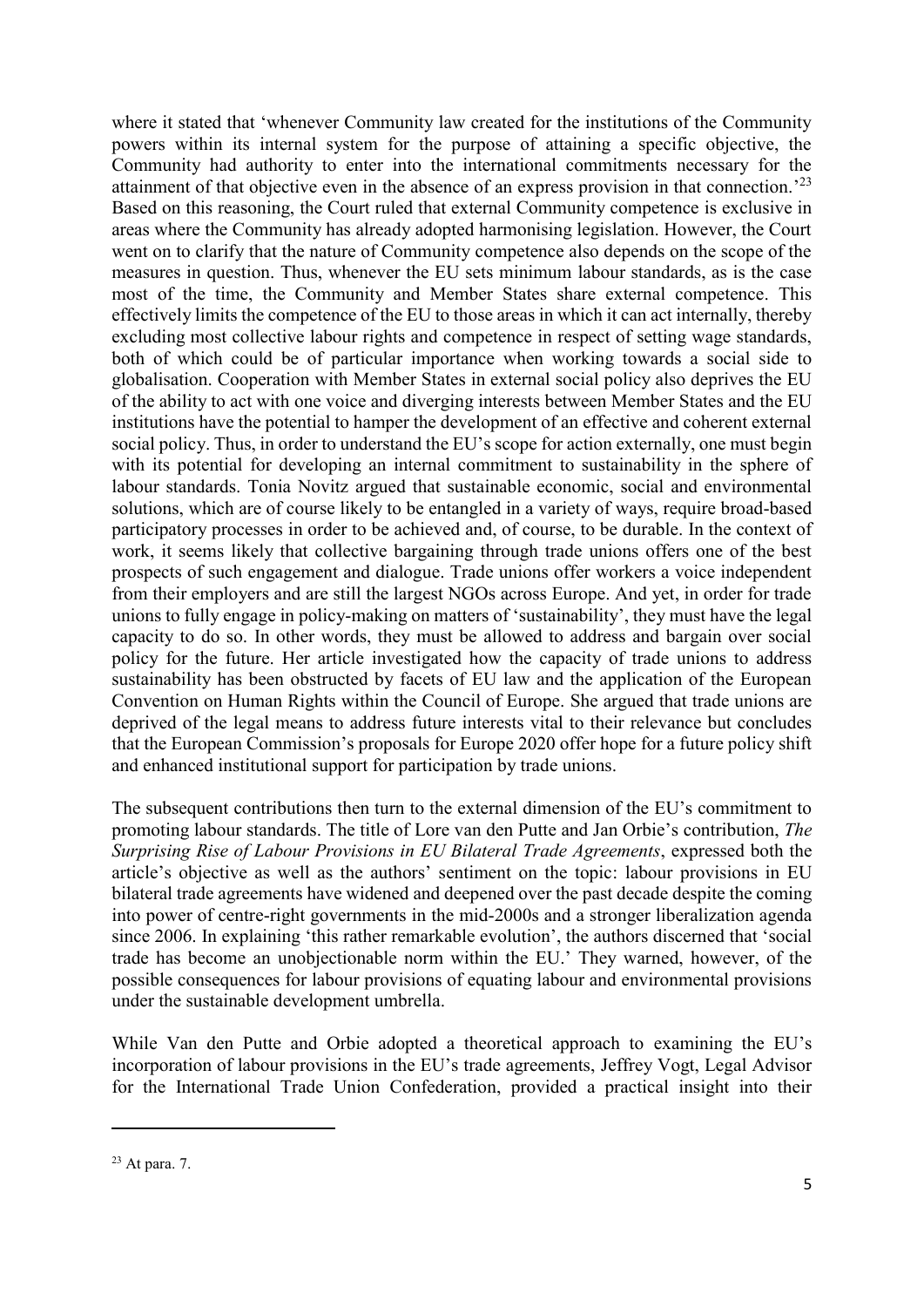where it stated that 'whenever Community law created for the institutions of the Community powers within its internal system for the purpose of attaining a specific objective, the Community had authority to enter into the international commitments necessary for the attainment of that objective even in the absence of an express provision in that connection.'[23] Based on this reasoning, the Court ruled that external Community competence is exclusive in areas where the Community has already adopted harmonising legislation. However, the Court went on to clarify that the nature of Community competence also depends on the scope of the measures in question. Thus, whenever the EU sets minimum labour standards, as is the case most of the time, the Community and Member States share external competence. This effectively limits the competence of the EU to those areas in which it can act internally, thereby excluding most collective labour rights and competence in respect of setting wage standards, both of which could be of particular importance when working towards a social side to globalisation. Cooperation with Member States in external social policy also deprives the EU of the ability to act with one voice and diverging interests between Member States and the EU institutions have the potential to hamper the development of an effective and coherent external social policy. Thus, in order to understand the EU's scope for action externally, one must begin with its potential for developing an internal commitment to sustainability in the sphere of labour standards. Tonia Novitz argued that sustainable economic, social and environmental solutions, which are of course likely to be entangled in a variety of ways, require broad-based participatory processes in order to be achieved and, of course, to be durable. In the context of work, it seems likely that collective bargaining through trade unions offers one of the best prospects of such engagement and dialogue. Trade unions offer workers a voice independent from their employers and are still the largest NGOs across Europe. And yet, in order for trade unions to fully engage in policy-making on matters of 'sustainability', they must have the legal capacity to do so. In other words, they must be allowed to address and bargain over social policy for the future. Her article investigated how the capacity of trade unions to address sustainability has been obstructed by facets of EU law and the application of the European Convention on Human Rights within the Council of Europe. She argued that trade unions are deprived of the legal means to address future interests vital to their relevance but concludes that the European Commission's proposals for Europe 2020 offer hope for a future policy shift and enhanced institutional support for participation by trade unions.

The subsequent contributions then turn to the external dimension of the EU's commitment to promoting labour standards. The title of Lore van den Putte and Jan Orbie's contribution, *The Surprising Rise of Labour Provisions in EU Bilateral Trade Agreements*, expressed both the article's objective as well as the authors' sentiment on the topic: labour provisions in EU bilateral trade agreements have widened and deepened over the past decade despite the coming into power of centre-right governments in the mid-2000s and a stronger liberalization agenda since 2006. In explaining 'this rather remarkable evolution', the authors discerned that 'social trade has become an unobjectionable norm within the EU.' They warned, however, of the possible consequences for labour provisions of equating labour and environmental provisions under the sustainable development umbrella.

While Van den Putte and Orbie adopted a theoretical approach to examining the EU's incorporation of labour provisions in the EU's trade agreements, Jeffrey Vogt, Legal Advisor for the International Trade Union Confederation, provided a practical insight into their

---

[23] At para. 7.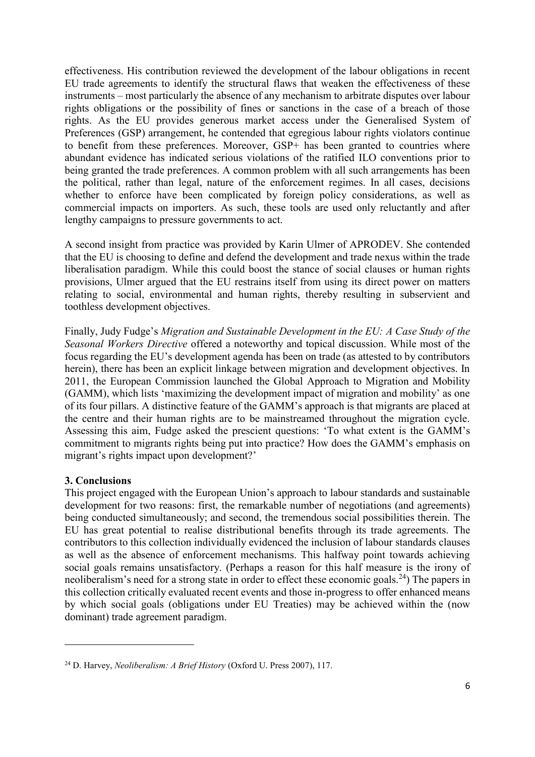effectiveness. His contribution reviewed the development of the labour obligations in recent EU trade agreements to identify the structural flaws that weaken the effectiveness of these instruments – most particularly the absence of any mechanism to arbitrate disputes over labour rights obligations or the possibility of fines or sanctions in the case of a breach of those rights. As the EU provides generous market access under the Generalised System of Preferences (GSP) arrangement, he contended that egregious labour rights violators continue to benefit from these preferences. Moreover, GSP+ has been granted to countries where abundant evidence has indicated serious violations of the ratified ILO conventions prior to being granted the trade preferences. A common problem with all such arrangements has been the political, rather than legal, nature of the enforcement regimes. In all cases, decisions whether to enforce have been complicated by foreign policy considerations, as well as commercial impacts on importers. As such, these tools are used only reluctantly and after lengthy campaigns to pressure governments to act.

A second insight from practice was provided by Karin Ulmer of APRODEV. She contended that the EU is choosing to define and defend the development and trade nexus within the trade liberalisation paradigm. While this could boost the stance of social clauses or human rights provisions, Ulmer argued that the EU restrains itself from using its direct power on matters relating to social, environmental and human rights, thereby resulting in subservient and toothless development objectives.

Finally, Judy Fudge's *Migration and Sustainable Development in the EU: A Case Study of the Seasonal Workers Directive* offered a noteworthy and topical discussion. While most of the focus regarding the EU's development agenda has been on trade (as attested to by contributors herein), there has been an explicit linkage between migration and development objectives. In 2011, the European Commission launched the Global Approach to Migration and Mobility (GAMM), which lists 'maximizing the development impact of migration and mobility' as one of its four pillars. A distinctive feature of the GAMM's approach is that migrants are placed at the centre and their human rights are to be mainstreamed throughout the migration cycle. Assessing this aim, Fudge asked the prescient questions: 'To what extent is the GAMM's commitment to migrants rights being put into practice? How does the GAMM's emphasis on migrant's rights impact upon development?'

## 3. Conclusions

This project engaged with the European Union's approach to labour standards and sustainable development for two reasons: first, the remarkable number of negotiations (and agreements) being conducted simultaneously; and second, the tremendous social possibilities therein. The EU has great potential to realise distributional benefits through its trade agreements. The contributors to this collection individually evidenced the inclusion of labour standards clauses as well as the absence of enforcement mechanisms. This halfway point towards achieving social goals remains unsatisfactory. (Perhaps a reason for this half measure is the irony of neoliberalism's need for a strong state in order to effect these economic goals.[24]) The papers in this collection critically evaluated recent events and those in-progress to offer enhanced means by which social goals (obligations under EU Treaties) may be achieved within the (now dominant) trade agreement paradigm.

---

[24] D. Harvey, *Neoliberalism: A Brief History* (Oxford U. Press 2007), 117.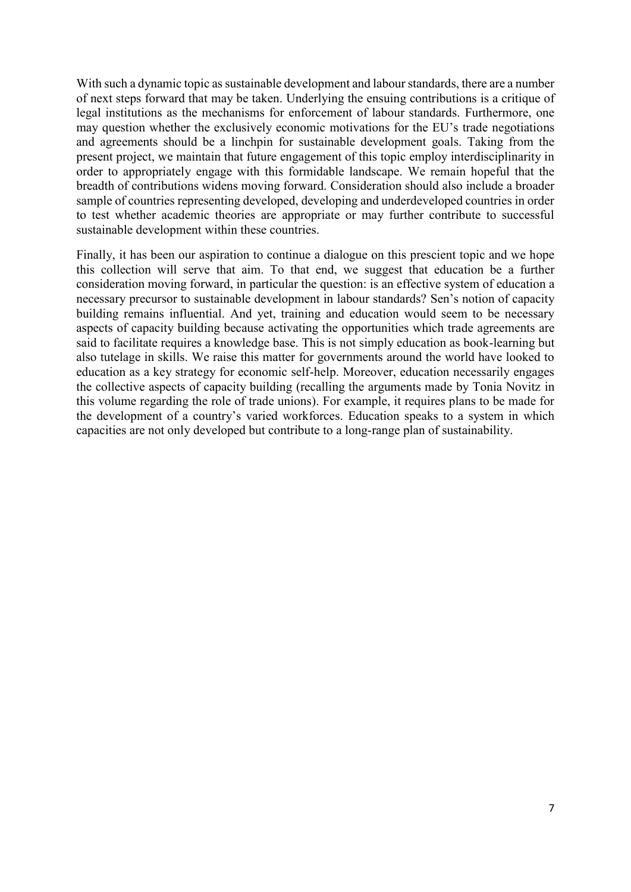With such a dynamic topic as sustainable development and labour standards, there are a number of next steps forward that may be taken. Underlying the ensuing contributions is a critique of legal institutions as the mechanisms for enforcement of labour standards. Furthermore, one may question whether the exclusively economic motivations for the EU's trade negotiations and agreements should be a linchpin for sustainable development goals. Taking from the present project, we maintain that future engagement of this topic employ interdisciplinarity in order to appropriately engage with this formidable landscape. We remain hopeful that the breadth of contributions widens moving forward. Consideration should also include a broader sample of countries representing developed, developing and underdeveloped countries in order to test whether academic theories are appropriate or may further contribute to successful sustainable development within these countries.

Finally, it has been our aspiration to continue a dialogue on this prescient topic and we hope this collection will serve that aim. To that end, we suggest that education be a further consideration moving forward, in particular the question: is an effective system of education a necessary precursor to sustainable development in labour standards? Sen's notion of capacity building remains influential. And yet, training and education would seem to be necessary aspects of capacity building because activating the opportunities which trade agreements are said to facilitate requires a knowledge base. This is not simply education as book-learning but also tutelage in skills. We raise this matter for governments around the world have looked to education as a key strategy for economic self-help. Moreover, education necessarily engages the collective aspects of capacity building (recalling the arguments made by Tonia Novitz in this volume regarding the role of trade unions). For example, it requires plans to be made for the development of a country's varied workforces. Education speaks to a system in which capacities are not only developed but contribute to a long-range plan of sustainability.